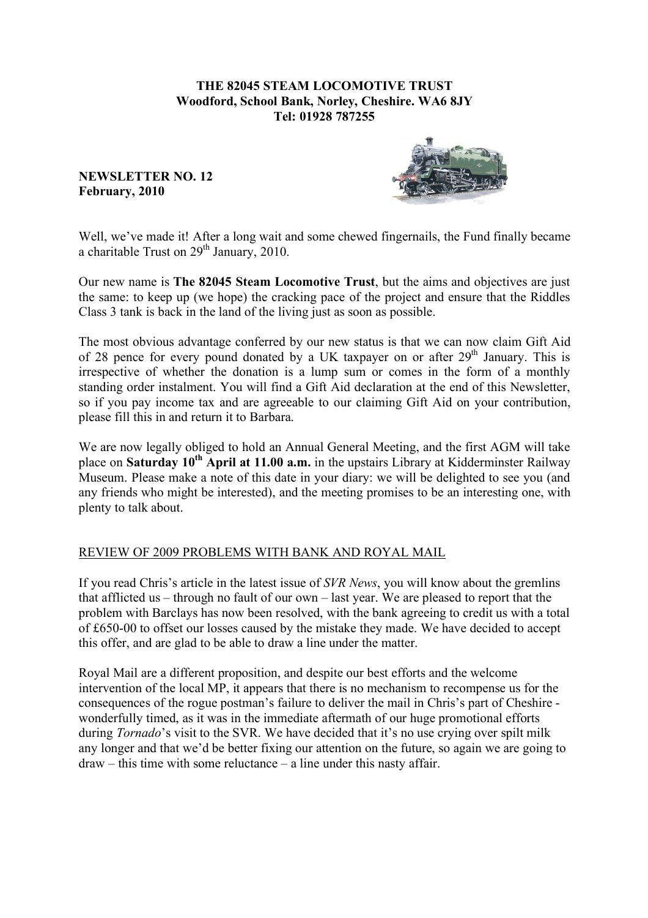**THE 82045 STEAM LOCOMOTIVE TRUST**
**Woodford, School Bank, Norley, Cheshire. WA6 8JY**
**Tel: 01928 787255**

**NEWSLETTER NO. 12**
**February, 2010**

Well, we've made it! After a long wait and some chewed fingernails, the Fund finally became a charitable Trust on 29th January, 2010.

Our new name is **The 82045 Steam Locomotive Trust**, but the aims and objectives are just the same: to keep up (we hope) the cracking pace of the project and ensure that the Riddles Class 3 tank is back in the land of the living just as soon as possible.

The most obvious advantage conferred by our new status is that we can now claim Gift Aid of 28 pence for every pound donated by a UK taxpayer on or after 29th January. This is irrespective of whether the donation is a lump sum or comes in the form of a monthly standing order instalment. You will find a Gift Aid declaration at the end of this Newsletter, so if you pay income tax and are agreeable to our claiming Gift Aid on your contribution, please fill this in and return it to Barbara.

We are now legally obliged to hold an Annual General Meeting, and the first AGM will take place on **Saturday 10th April at 11.00 a.m.** in the upstairs Library at Kidderminster Railway Museum. Please make a note of this date in your diary: we will be delighted to see you (and any friends who might be interested), and the meeting promises to be an interesting one, with plenty to talk about.

## REVIEW OF 2009 PROBLEMS WITH BANK AND ROYAL MAIL

If you read Chris's article in the latest issue of *SVR News*, you will know about the gremlins that afflicted us – through no fault of our own – last year. We are pleased to report that the problem with Barclays has now been resolved, with the bank agreeing to credit us with a total of £650-00 to offset our losses caused by the mistake they made. We have decided to accept this offer, and are glad to be able to draw a line under the matter.

Royal Mail are a different proposition, and despite our best efforts and the welcome intervention of the local MP, it appears that there is no mechanism to recompense us for the consequences of the rogue postman's failure to deliver the mail in Chris's part of Cheshire - wonderfully timed, as it was in the immediate aftermath of our huge promotional efforts during *Tornado*'s visit to the SVR. We have decided that it's no use crying over spilt milk any longer and that we'd be better fixing our attention on the future, so again we are going to draw – this time with some reluctance – a line under this nasty affair.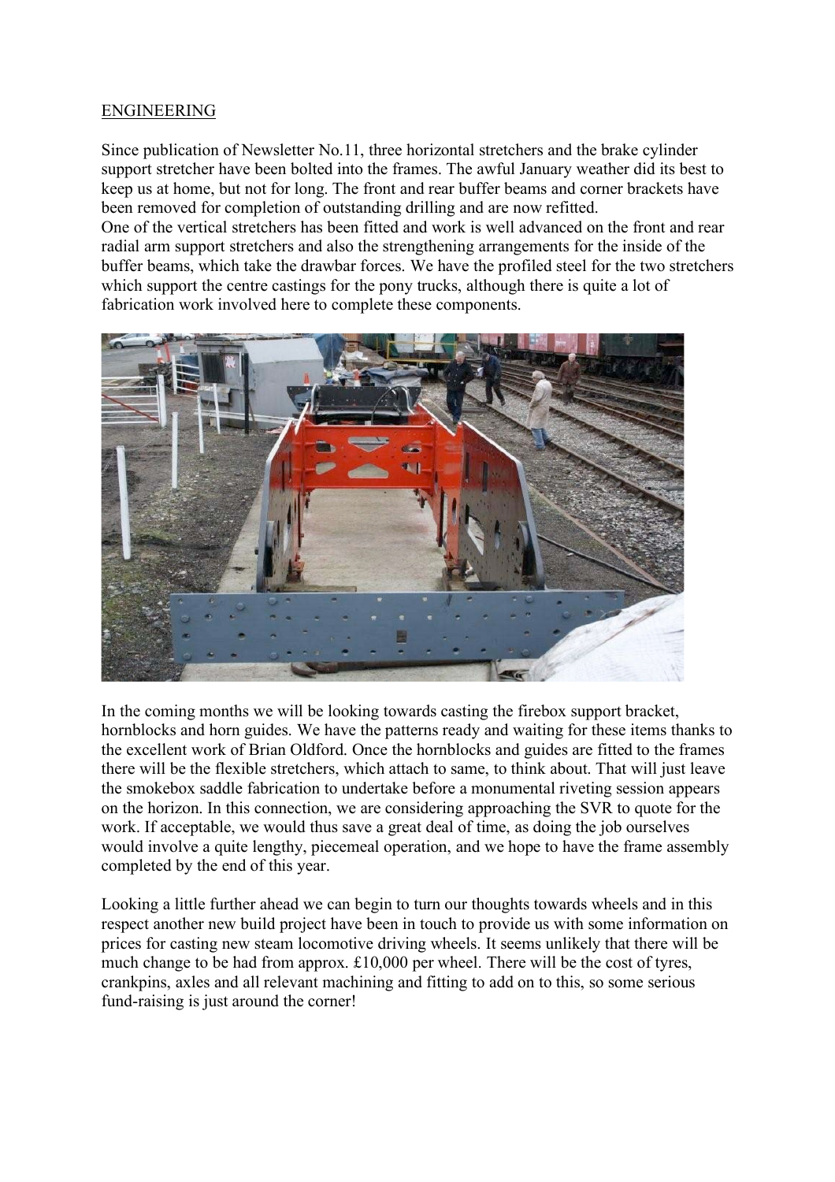ENGINEERING

Since publication of Newsletter No.11, three horizontal stretchers and the brake cylinder support stretcher have been bolted into the frames. The awful January weather did its best to keep us at home, but not for long. The front and rear buffer beams and corner brackets have been removed for completion of outstanding drilling and are now refitted.

One of the vertical stretchers has been fitted and work is well advanced on the front and rear radial arm support stretchers and also the strengthening arrangements for the inside of the buffer beams, which take the drawbar forces. We have the profiled steel for the two stretchers which support the centre castings for the pony trucks, although there is quite a lot of fabrication work involved here to complete these components.

In the coming months we will be looking towards casting the firebox support bracket, hornblocks and horn guides. We have the patterns ready and waiting for these items thanks to the excellent work of Brian Oldford. Once the hornblocks and guides are fitted to the frames there will be the flexible stretchers, which attach to same, to think about. That will just leave the smokebox saddle fabrication to undertake before a monumental riveting session appears on the horizon. In this connection, we are considering approaching the SVR to quote for the work. If acceptable, we would thus save a great deal of time, as doing the job ourselves would involve a quite lengthy, piecemeal operation, and we hope to have the frame assembly completed by the end of this year.

Looking a little further ahead we can begin to turn our thoughts towards wheels and in this respect another new build project have been in touch to provide us with some information on prices for casting new steam locomotive driving wheels. It seems unlikely that there will be much change to be had from approx. £10,000 per wheel. There will be the cost of tyres, crankpins, axles and all relevant machining and fitting to add on to this, so some serious fund-raising is just around the corner!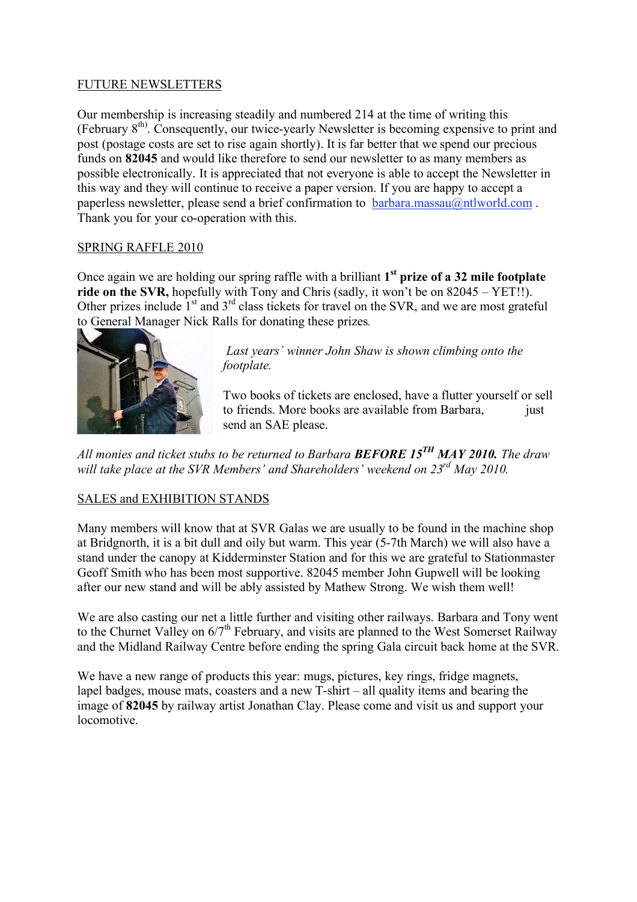## FUTURE NEWSLETTERS

Our membership is increasing steadily and numbered 214 at the time of writing this (February 8th). Consequently, our twice-yearly Newsletter is becoming expensive to print and post (postage costs are set to rise again shortly). It is far better that we spend our precious funds on **82045** and would like therefore to send our newsletter to as many members as possible electronically. It is appreciated that not everyone is able to accept the Newsletter in this way and they will continue to receive a paper version. If you are happy to accept a paperless newsletter, please send a brief confirmation to barbara.massau@ntlworld.com . Thank you for your co-operation with this.

## SPRING RAFFLE 2010

Once again we are holding our spring raffle with a brilliant **1st prize of a 32 mile footplate ride on the SVR,** hopefully with Tony and Chris (sadly, it won't be on 82045 – YET!!). Other prizes include 1st and 3rd class tickets for travel on the SVR, and we are most grateful to General Manager Nick Ralls for donating these prizes.

*Last years` winner John Shaw is shown climbing onto the footplate.*

Two books of tickets are enclosed, have a flutter yourself or sell to friends. More books are available from Barbara, just send an SAE please.

*All monies and ticket stubs to be returned to Barbara **BEFORE 15TH MAY 2010.** The draw will take place at the SVR Members' and Shareholders' weekend on 23rd May 2010.*

## SALES and EXHIBITION STANDS

Many members will know that at SVR Galas we are usually to be found in the machine shop at Bridgnorth, it is a bit dull and oily but warm. This year (5-7th March) we will also have a stand under the canopy at Kidderminster Station and for this we are grateful to Stationmaster Geoff Smith who has been most supportive. 82045 member John Gupwell will be looking after our new stand and will be ably assisted by Mathew Strong. We wish them well!

We are also casting our net a little further and visiting other railways. Barbara and Tony went to the Churnet Valley on 6/7th February, and visits are planned to the West Somerset Railway and the Midland Railway Centre before ending the spring Gala circuit back home at the SVR.

We have a new range of products this year: mugs, pictures, key rings, fridge magnets, lapel badges, mouse mats, coasters and a new T-shirt – all quality items and bearing the image of **82045** by railway artist Jonathan Clay. Please come and visit us and support your locomotive.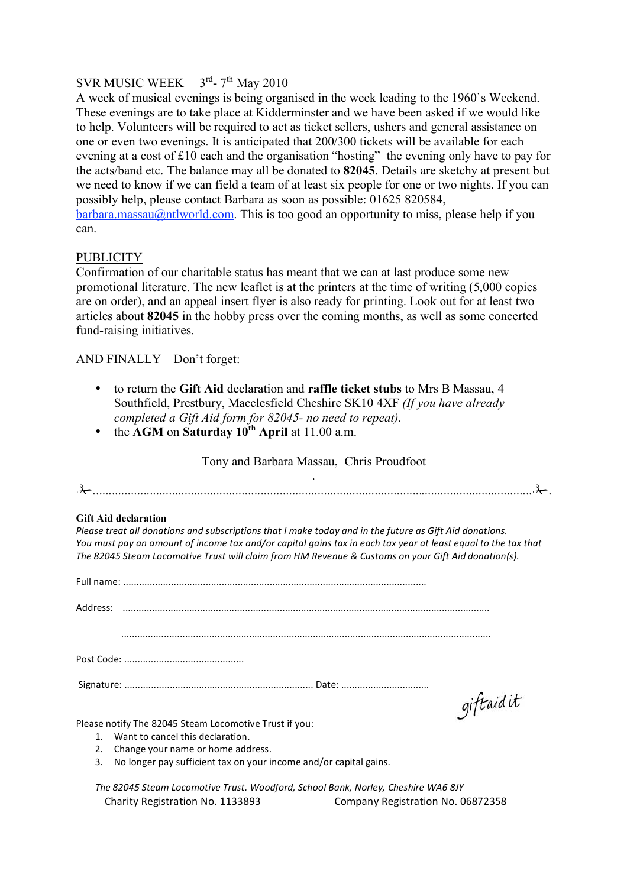SVR MUSIC WEEK 3rd- 7th May 2010

A week of musical evenings is being organised in the week leading to the 1960`s Weekend. These evenings are to take place at Kidderminster and we have been asked if we would like to help. Volunteers will be required to act as ticket sellers, ushers and general assistance on one or even two evenings. It is anticipated that 200/300 tickets will be available for each evening at a cost of £10 each and the organisation "hosting" the evening only have to pay for the acts/band etc. The balance may all be donated to **82045**. Details are sketchy at present but we need to know if we can field a team of at least six people for one or two nights. If you can possibly help, please contact Barbara as soon as possible: 01625 820584, barbara.massau@ntlworld.com. This is too good an opportunity to miss, please help if you can.

PUBLICITY

Confirmation of our charitable status has meant that we can at last produce some new promotional literature. The new leaflet is at the printers at the time of writing (5,000 copies are on order), and an appeal insert flyer is also ready for printing. Look out for at least two articles about **82045** in the hobby press over the coming months, as well as some concerted fund-raising initiatives.

AND FINALLY Don't forget:

- to return the **Gift Aid** declaration and **raffle ticket stubs** to Mrs B Massau, 4 Southfield, Prestbury, Macclesfield Cheshire SK10 4XF *(If you have already completed a Gift Aid form for 82045- no need to repeat).*
- the **AGM** on **Saturday 10th April** at 11.00 a.m.

Tony and Barbara Massau, Chris Proudfoot

✂..........................................................................................................................................✂

**Gift Aid declaration**

*Please treat all donations and subscriptions that I make today and in the future as Gift Aid donations. You must pay an amount of income tax and/or capital gains tax in each tax year at least equal to the tax that The 82045 Steam Locomotive Trust will claim from HM Revenue & Customs on your Gift Aid donation(s).*

Full name: ................................................................................................................

Address: ........................................................................................................................................

........................................................................................................................................

Post Code: ............................................

Signature: ...................................................................... Date: ................................

giftaid it

Please notify The 82045 Steam Locomotive Trust if you:

1. Want to cancel this declaration.
2. Change your name or home address.
3. No longer pay sufficient tax on your income and/or capital gains.

*The 82045 Steam Locomotive Trust. Woodford, School Bank, Norley, Cheshire WA6 8JY*

Charity Registration No. 1133893 Company Registration No. 06872358